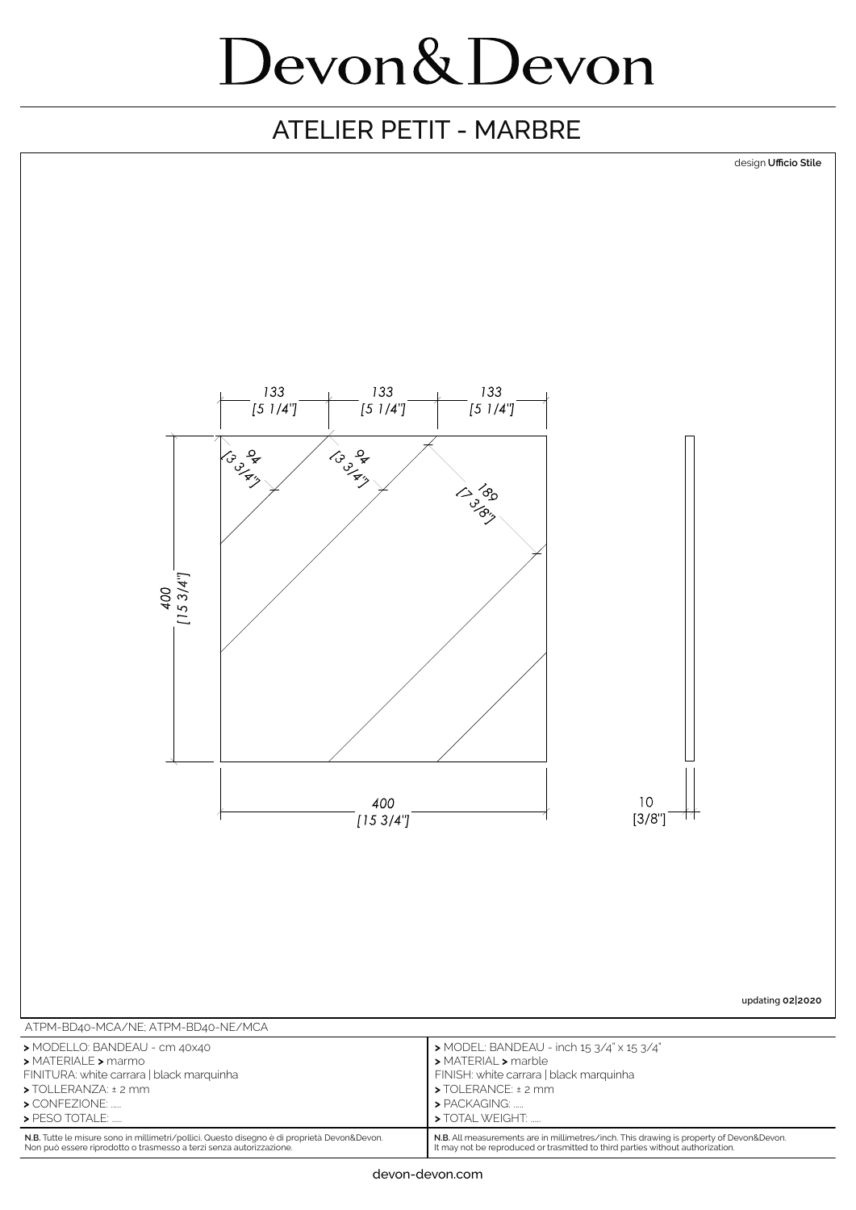# Devon&Devon

## ATELIER PETIT - MARBRE

design **Ufficio Stile**

133 [5 1/4"] 133 [5 1/4"] 133 [5 1/4"]

94 [3 3/4"] 94 [3 3/4"] 189 [7 3/8"]

400 [15 3/4"]

400 [15 3/4"]

10 [3/8"]

updating **02|2020**

ATPM-BD40-MCA/NE; ATPM-BD40-NE/MCA

| | |
|---|---|
| > MODELLO: BANDEAU - cm 40x40<br>> MATERIALE > marmo<br>FINITURA: white carrara \| black marquinha<br>> TOLLERANZA: ± 2 mm<br>> CONFEZIONE: .....<br>> PESO TOTALE: ..... | > MODEL: BANDEAU - inch 15 3/4" x 15 3/4"<br>> MATERIAL > marble<br>FINISH: white carrara \| black marquinha<br>> TOLERANCE: ± 2 mm<br>> PACKAGING: .....<br>> TOTAL WEIGHT: ..... |
| **N.B.** Tutte le misure sono in millimetri/pollici. Questo disegno è di proprietà Devon&Devon. Non può essere riprodotto o trasmesso a terzi senza autorizzazione. | **N.B.** All measurements are in millimetres/inch. This drawing is property of Devon&Devon. It may not be reproduced or trasmitted to third parties without authorization. |

devon-devon.com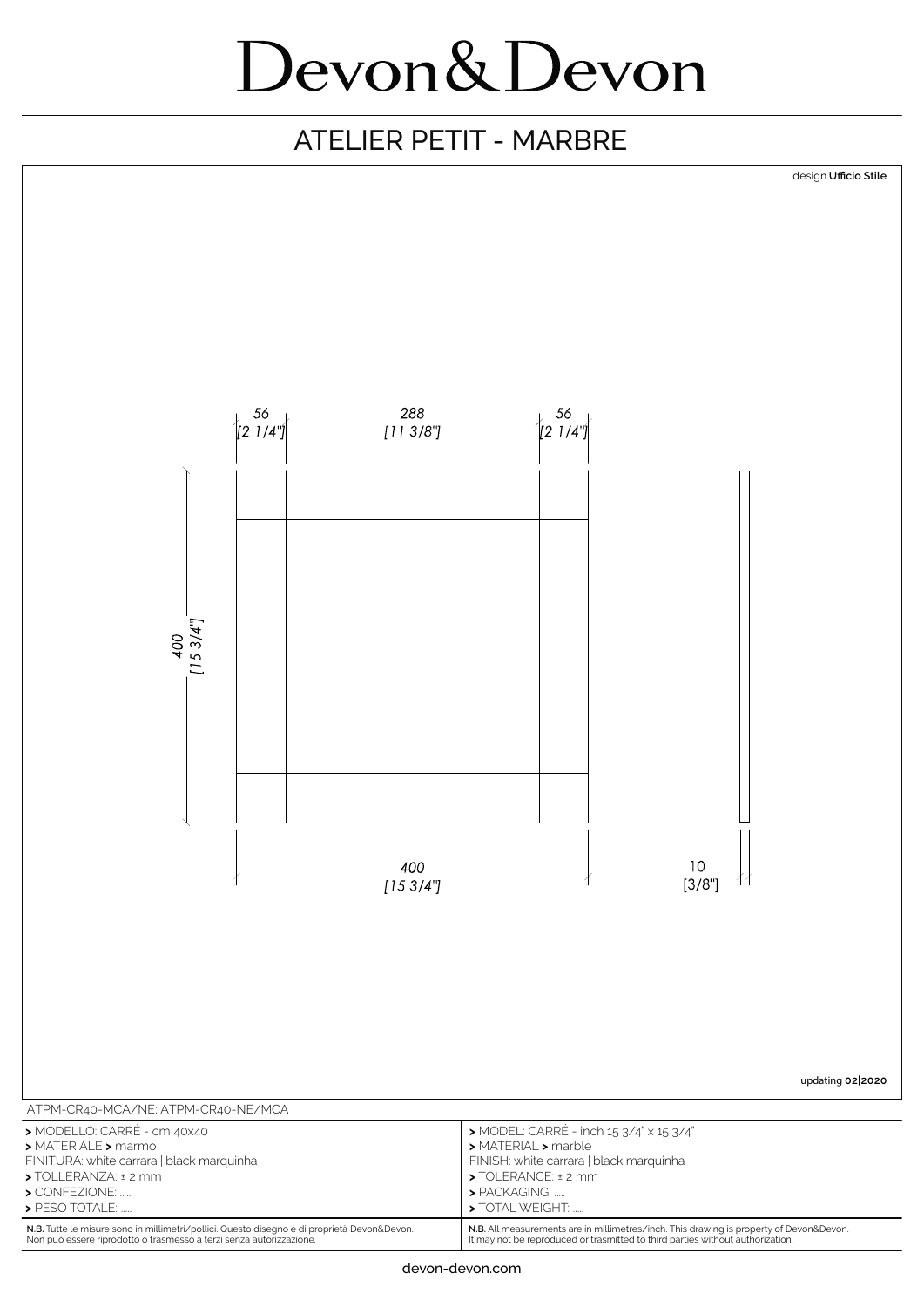# Devon&Devon

## ATELIER PETIT - MARBRE

design **Ufficio Stile**

56 [2 1/4"] 288 [11 3/8"] 56 [2 1/4"]

400 [15 3/4"]

400 [15 3/4"]

10 [3/8"]

updating **02|2020**

ATPM-CR40-MCA/NE; ATPM-CR40-NE/MCA

| | |
|---|---|
| > MODELLO: CARRÉ - cm 40x40<br>> MATERIALE > marmo<br>FINITURA: white carrara \| black marquinha<br>> TOLLERANZA: ± 2 mm<br>> CONFEZIONE: .....<br>> PESO TOTALE: ..... | > MODEL: CARRÉ - inch 15 3/4" x 15 3/4"<br>> MATERIAL > marble<br>FINISH: white carrara \| black marquinha<br>> TOLERANCE: ± 2 mm<br>> PACKAGING: .....<br>> TOTAL WEIGHT: ..... |
| **N.B.** Tutte le misure sono in millimetri/pollici. Questo disegno è di proprietà Devon&Devon. Non può essere riprodotto o trasmesso a terzi senza autorizzazione. | **N.B.** All measurements are in millimetres/inch. This drawing is property of Devon&Devon. It may not be reproduced or trasmitted to third parties without authorization. |

devon-devon.com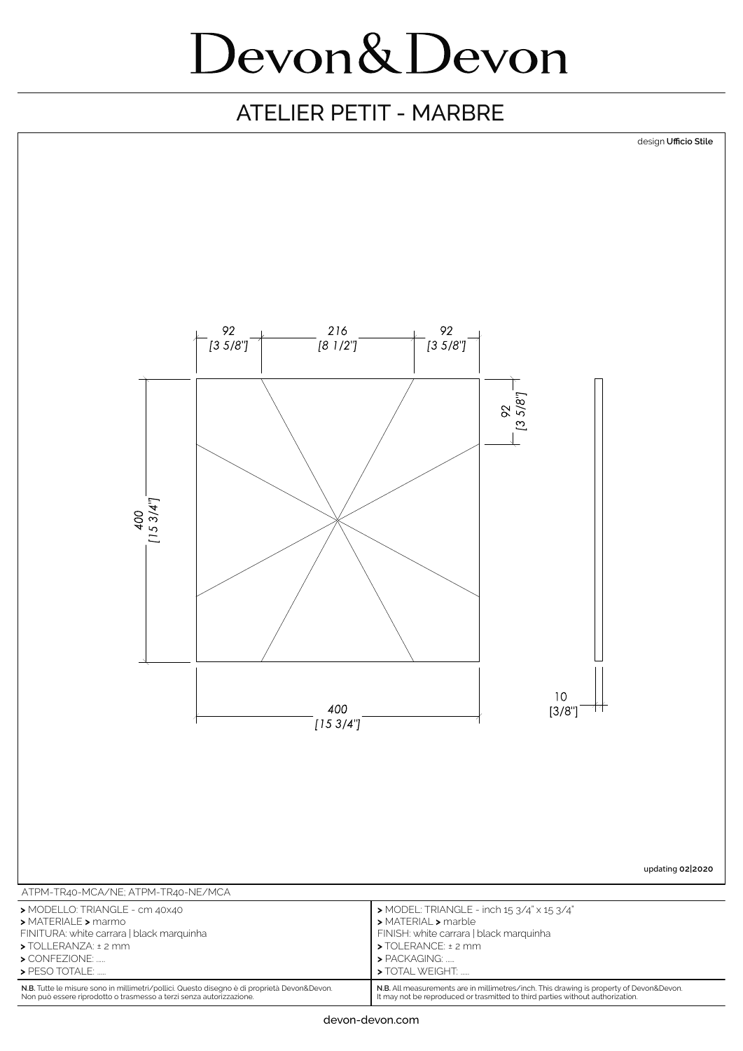# Devon&Devon

## ATELIER PETIT - MARBRE

design **Ufficio Stile**

92 [3 5/8"] — 216 [8 1/2'] — 92 [3 5/8"]

92 [3 5/8"]

400 [15 3/4"]

400 [15 3/4"]

10 [3/8"]

updating **02|2020**

ATPM-TR40-MCA/NE; ATPM-TR40-NE/MCA

| | |
|---|---|
| **>** MODELLO: TRIANGLE - cm 40x40 | **>** MODEL: TRIANGLE - inch 15 3/4" x 15 3/4" |
| **>** MATERIALE **>** marmo | **>** MATERIAL **>** marble |
| FINITURA: white carrara \| black marquinha | FINISH: white carrara \| black marquinha |
| **>** TOLLERANZA: ± 2 mm | **>** TOLERANCE: ± 2 mm |
| **>** CONFEZIONE: ..... | **>** PACKAGING: ..... |
| **>** PESO TOTALE: ..... | **>** TOTAL WEIGHT: ..... |
| **N.B.** Tutte le misure sono in millimetri/pollici. Questo disegno è di proprietà Devon&Devon. Non può essere riprodotto o trasmesso a terzi senza autorizzazione. | **N.B.** All measurements are in millimetres/inch. This drawing is property of Devon&Devon. It may not be reproduced or trasmitted to third parties without authorization. |

devon-devon.com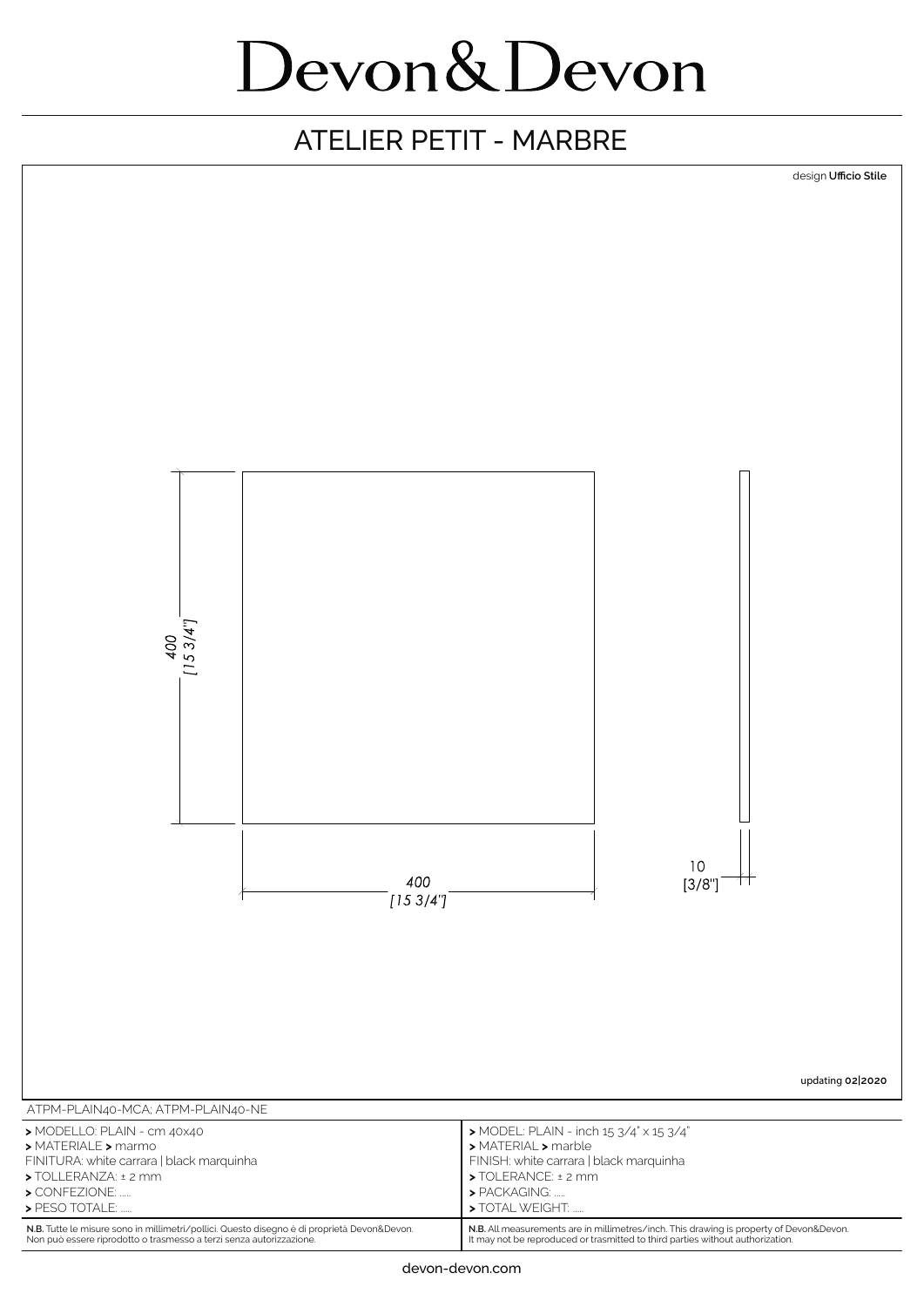# Devon&Devon

## ATELIER PETIT - MARBRE

design **Ufficio Stile**

400
[15 3/4"]

400
[15 3/4"]

10
[3/8"]

updating **02|2020**

ATPM-PLAIN40-MCA; ATPM-PLAIN40-NE

| | |
|---|---|
| **>** MODELLO: PLAIN - cm 40x40<br>**>** MATERIALE **>** marmo<br>FINITURA: white carrara \| black marquinha<br>**>** TOLLERANZA: ± 2 mm<br>**>** CONFEZIONE: .....<br>**>** PESO TOTALE: ..... | **>** MODEL: PLAIN - inch 15 3/4" x 15 3/4"<br>**>** MATERIAL **>** marble<br>FINISH: white carrara \| black marquinha<br>**>** TOLERANCE: ± 2 mm<br>**>** PACKAGING: .....<br>**>** TOTAL WEIGHT: ..... |
| **N.B.** Tutte le misure sono in millimetri/pollici. Questo disegno è di proprietà Devon&Devon. Non può essere riprodotto o trasmesso a terzi senza autorizzazione. | **N.B.** All measurements are in millimetres/inch. This drawing is property of Devon&Devon. It may not be reproduced or trasmitted to third parties without authorization. |

devon-devon.com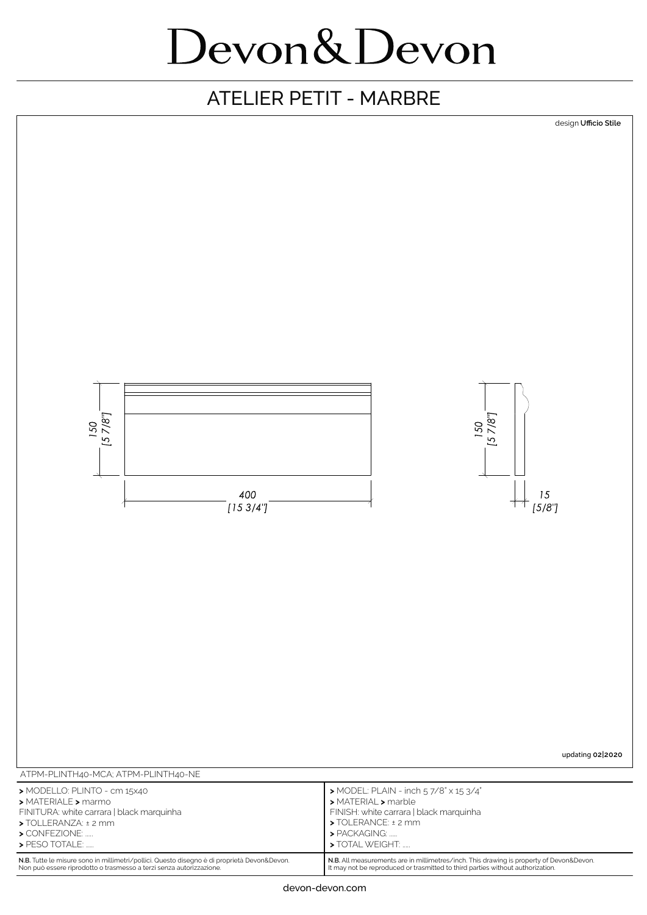# Devon&Devon

## ATELIER PETIT - MARBRE

design **Ufficio Stile**

150
[5 7/8"]

400
[15 3/4"]

150
[5 7/8"]

15
[5/8"]

updating **02|2020**

ATPM-PLINTH40-MCA; ATPM-PLINTH40-NE

| | |
|---|---|
| **>** MODELLO: PLINTO - cm 15x40<br>**>** MATERIALE **>** marmo<br>FINITURA: white carrara \| black marquinha<br>**>** TOLLERANZA: ± 2 mm<br>**>** CONFEZIONE: .....<br>**>** PESO TOTALE: ..... | **>** MODEL: PLAIN - inch 5 7/8" x 15 3/4"<br>**>** MATERIAL **>** marble<br>FINISH: white carrara \| black marquinha<br>**>** TOLERANCE: ± 2 mm<br>**>** PACKAGING: .....<br>**>** TOTAL WEIGHT: ..... |
| **N.B.** Tutte le misure sono in millimetri/pollici. Questo disegno è di proprietà Devon&Devon. Non può essere riprodotto o trasmesso a terzi senza autorizzazione. | **N.B.** All measurements are in millimetres/inch. This drawing is property of Devon&Devon. It may not be reproduced or trasmitted to third parties without authorization. |

devon-devon.com